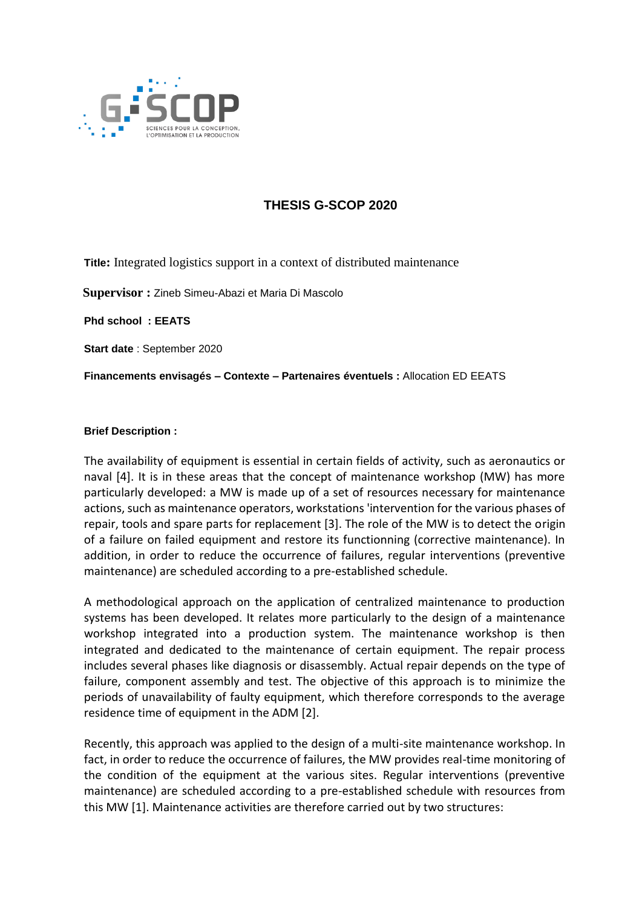# THESIS G-SCOP 2020

**Title:** Integrated logistics support in a context of distributed maintenance

**Supervisor :** Zineb Simeu-Abazi et Maria Di Mascolo

**Phd school : EEATS**

**Start date** : September 2020

**Financements envisagés – Contexte – Partenaires éventuels :** Allocation ED EEATS

**Brief Description :**

The availability of equipment is essential in certain fields of activity, such as aeronautics or naval [4]. It is in these areas that the concept of maintenance workshop (MW) has more particularly developed: a MW is made up of a set of resources necessary for maintenance actions, such as maintenance operators, workstations 'intervention for the various phases of repair, tools and spare parts for replacement [3]. The role of the MW is to detect the origin of a failure on failed equipment and restore its functionning (corrective maintenance). In addition, in order to reduce the occurrence of failures, regular interventions (preventive maintenance) are scheduled according to a pre-established schedule.

A methodological approach on the application of centralized maintenance to production systems has been developed. It relates more particularly to the design of a maintenance workshop integrated into a production system. The maintenance workshop is then integrated and dedicated to the maintenance of certain equipment. The repair process includes several phases like diagnosis or disassembly. Actual repair depends on the type of failure, component assembly and test. The objective of this approach is to minimize the periods of unavailability of faulty equipment, which therefore corresponds to the average residence time of equipment in the ADM [2].

Recently, this approach was applied to the design of a multi-site maintenance workshop. In fact, in order to reduce the occurrence of failures, the MW provides real-time monitoring of the condition of the equipment at the various sites. Regular interventions (preventive maintenance) are scheduled according to a pre-established schedule with resources from this MW [1]. Maintenance activities are therefore carried out by two structures: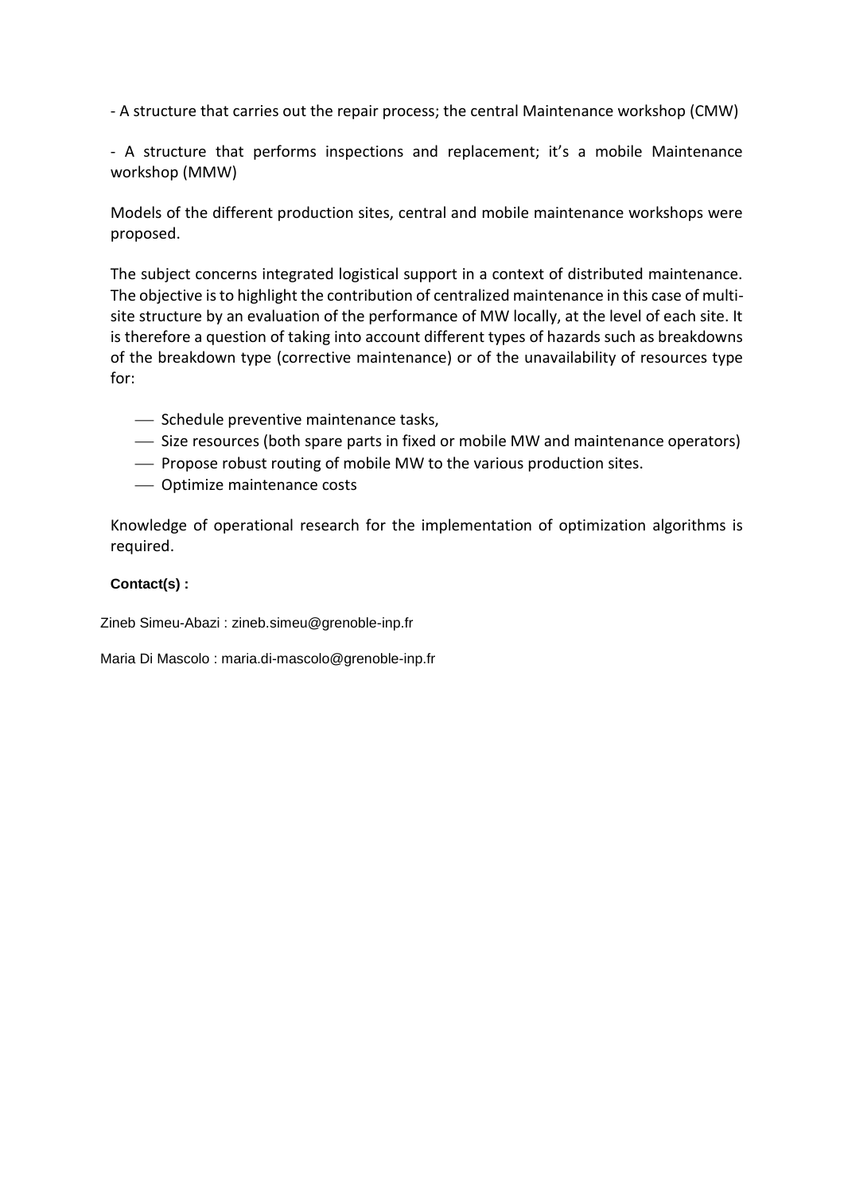- A structure that carries out the repair process; the central Maintenance workshop (CMW)

- A structure that performs inspections and replacement; it's a mobile Maintenance workshop (MMW)

Models of the different production sites, central and mobile maintenance workshops were proposed.

The subject concerns integrated logistical support in a context of distributed maintenance. The objective is to highlight the contribution of centralized maintenance in this case of multi-site structure by an evaluation of the performance of MW locally, at the level of each site. It is therefore a question of taking into account different types of hazards such as breakdowns of the breakdown type (corrective maintenance) or of the unavailability of resources type for:

- Schedule preventive maintenance tasks,
- Size resources (both spare parts in fixed or mobile MW and maintenance operators)
- Propose robust routing of mobile MW to the various production sites.
- Optimize maintenance costs

Knowledge of operational research for the implementation of optimization algorithms is required.

**Contact(s) :**

Zineb Simeu-Abazi : zineb.simeu@grenoble-inp.fr

Maria Di Mascolo : maria.di-mascolo@grenoble-inp.fr